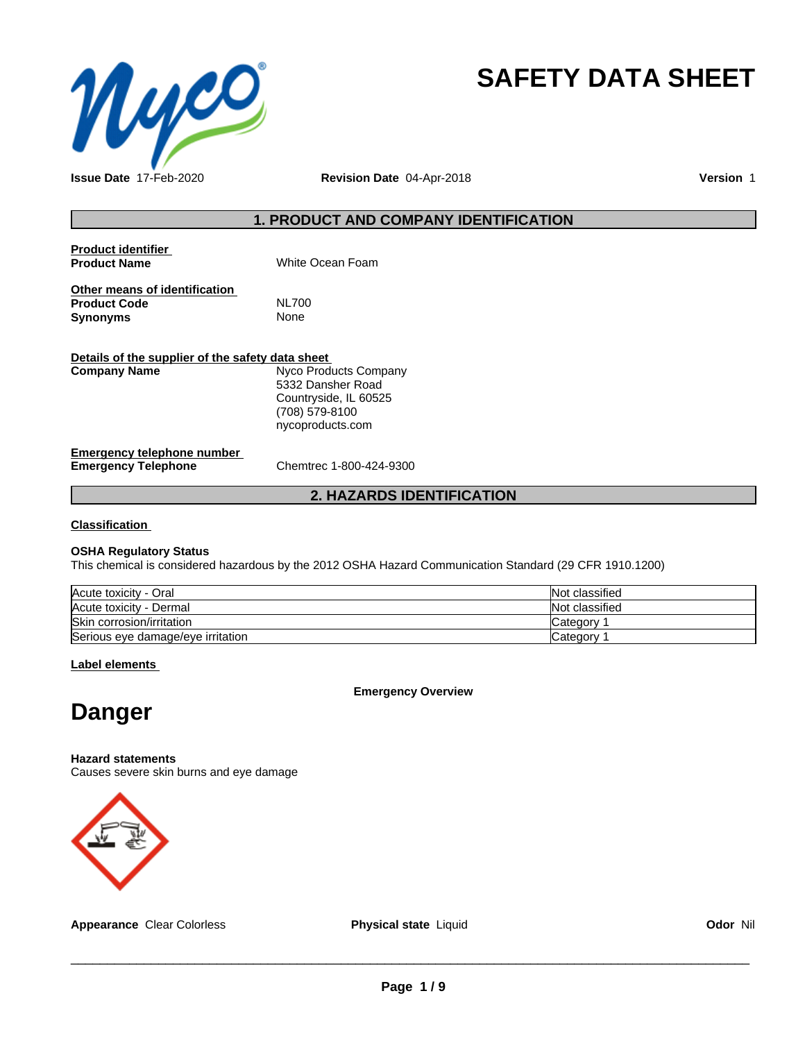# SAFETY DATA SHEET

**Issue Date** 17-Feb-2020 **Revision Date** 04-Apr-2018 **Version** 1

## 1. PRODUCT AND COMPANY IDENTIFICATION

**Product identifier**

**Product Name** White Ocean Foam

**Other means of identification**

**Product Code** NL700

**Synonyms** None

**Details of the supplier of the safety data sheet**

**Company Name** Nyco Products Company
5332 Dansher Road
Countryside, IL 60525
(708) 579-8100
nycoproducts.com

**Emergency telephone number**

**Emergency Telephone** Chemtrec 1-800-424-9300

## 2. HAZARDS IDENTIFICATION

**Classification**

**OSHA Regulatory Status**

This chemical is considered hazardous by the 2012 OSHA Hazard Communication Standard (29 CFR 1910.1200)

| | |
|---|---|
| Acute toxicity - Oral | Not classified |
| Acute toxicity - Dermal | Not classified |
| Skin corrosion/irritation | Category 1 |
| Serious eye damage/eye irritation | Category 1 |

**Label elements**

**Emergency Overview**

# Danger

**Hazard statements**

Causes severe skin burns and eye damage

**Appearance** Clear Colorless **Physical state** Liquid **Odor** Nil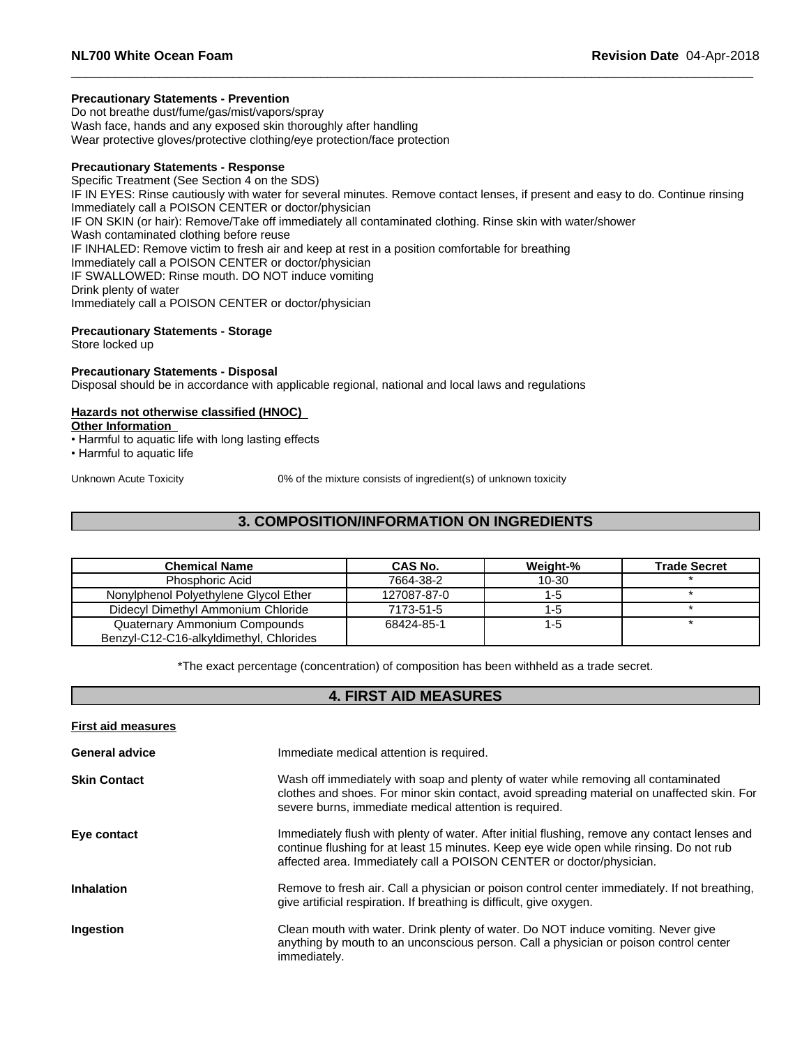**Precautionary Statements - Prevention**
Do not breathe dust/fume/gas/mist/vapors/spray
Wash face, hands and any exposed skin thoroughly after handling
Wear protective gloves/protective clothing/eye protection/face protection

**Precautionary Statements - Response**
Specific Treatment (See Section 4 on the SDS)
IF IN EYES: Rinse cautiously with water for several minutes. Remove contact lenses, if present and easy to do. Continue rinsing
Immediately call a POISON CENTER or doctor/physician
IF ON SKIN (or hair): Remove/Take off immediately all contaminated clothing. Rinse skin with water/shower
Wash contaminated clothing before reuse
IF INHALED: Remove victim to fresh air and keep at rest in a position comfortable for breathing
Immediately call a POISON CENTER or doctor/physician
IF SWALLOWED: Rinse mouth. DO NOT induce vomiting
Drink plenty of water
Immediately call a POISON CENTER or doctor/physician

**Precautionary Statements - Storage**
Store locked up

**Precautionary Statements - Disposal**
Disposal should be in accordance with applicable regional, national and local laws and regulations

**Hazards not otherwise classified (HNOC)**
**Other Information**
- Harmful to aquatic life with long lasting effects
- Harmful to aquatic life

Unknown Acute Toxicity 0% of the mixture consists of ingredient(s) of unknown toxicity

## 3. COMPOSITION/INFORMATION ON INGREDIENTS

| Chemical Name | CAS No. | Weight-% | Trade Secret |
|---|---|---|---|
| Phosphoric Acid | 7664-38-2 | 10-30 | * |
| Nonylphenol Polyethylene Glycol Ether | 127087-87-0 | 1-5 | * |
| Didecyl Dimethyl Ammonium Chloride | 7173-51-5 | 1-5 | * |
| Quaternary Ammonium Compounds Benzyl-C12-C16-alkyldimethyl, Chlorides | 68424-85-1 | 1-5 | * |

*The exact percentage (concentration) of composition has been withheld as a trade secret.

## 4. FIRST AID MEASURES

**First aid measures**

**General advice** Immediate medical attention is required.

**Skin Contact** Wash off immediately with soap and plenty of water while removing all contaminated clothes and shoes. For minor skin contact, avoid spreading material on unaffected skin. For severe burns, immediate medical attention is required.

**Eye contact** Immediately flush with plenty of water. After initial flushing, remove any contact lenses and continue flushing for at least 15 minutes. Keep eye wide open while rinsing. Do not rub affected area. Immediately call a POISON CENTER or doctor/physician.

**Inhalation** Remove to fresh air. Call a physician or poison control center immediately. If not breathing, give artificial respiration. If breathing is difficult, give oxygen.

**Ingestion** Clean mouth with water. Drink plenty of water. Do NOT induce vomiting. Never give anything by mouth to an unconscious person. Call a physician or poison control center immediately.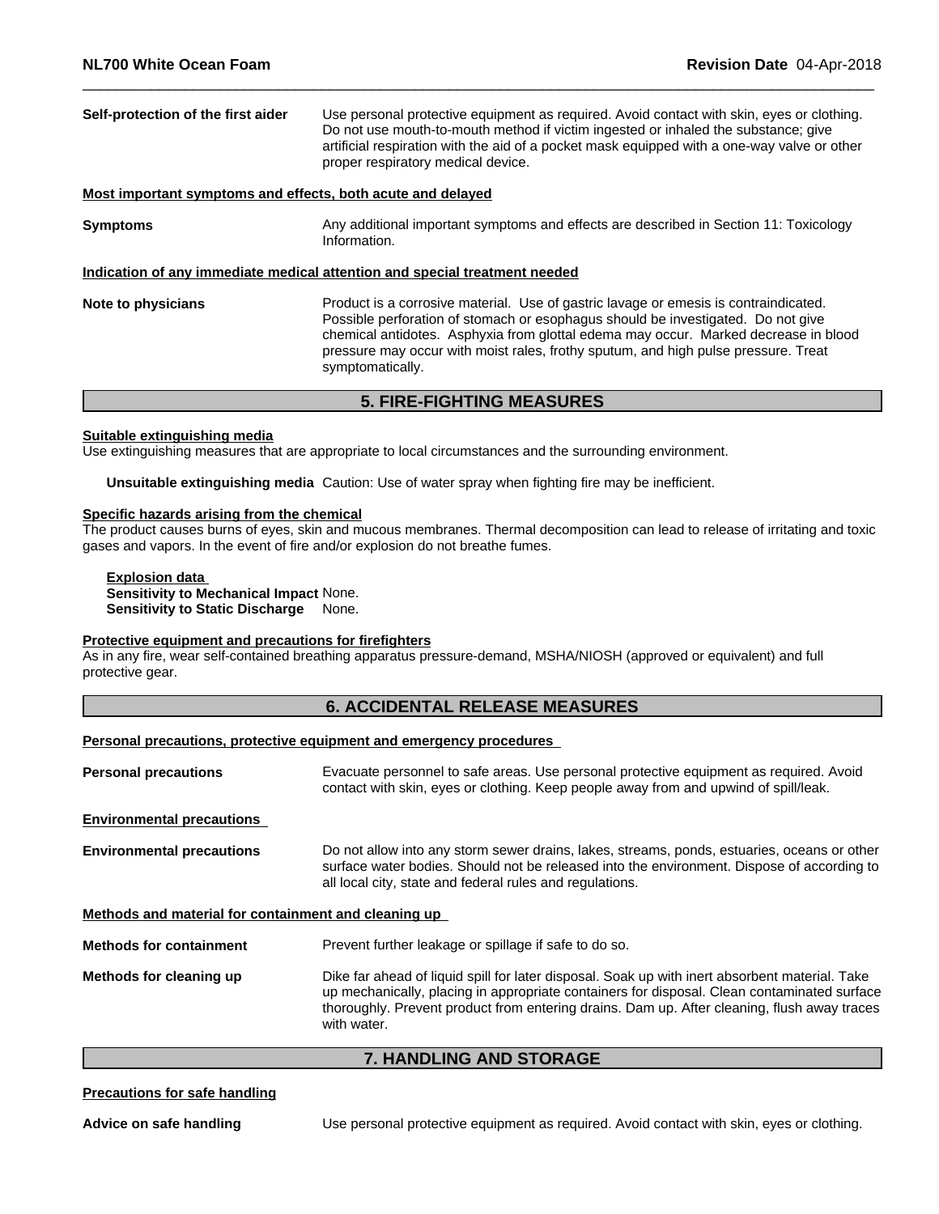**Self-protection of the first aider** Use personal protective equipment as required. Avoid contact with skin, eyes or clothing. Do not use mouth-to-mouth method if victim ingested or inhaled the substance; give artificial respiration with the aid of a pocket mask equipped with a one-way valve or other proper respiratory medical device.

**Most important symptoms and effects, both acute and delayed**

**Symptoms** Any additional important symptoms and effects are described in Section 11: Toxicology Information.

**Indication of any immediate medical attention and special treatment needed**

**Note to physicians** Product is a corrosive material. Use of gastric lavage or emesis is contraindicated. Possible perforation of stomach or esophagus should be investigated. Do not give chemical antidotes. Asphyxia from glottal edema may occur. Marked decrease in blood pressure may occur with moist rales, frothy sputum, and high pulse pressure. Treat symptomatically.

## 5. FIRE-FIGHTING MEASURES

**Suitable extinguishing media**

Use extinguishing measures that are appropriate to local circumstances and the surrounding environment.

**Unsuitable extinguishing media** Caution: Use of water spray when fighting fire may be inefficient.

**Specific hazards arising from the chemical**

The product causes burns of eyes, skin and mucous membranes. Thermal decomposition can lead to release of irritating and toxic gases and vapors. In the event of fire and/or explosion do not breathe fumes.

**Explosion data**

**Sensitivity to Mechanical Impact** None.

**Sensitivity to Static Discharge** None.

**Protective equipment and precautions for firefighters**

As in any fire, wear self-contained breathing apparatus pressure-demand, MSHA/NIOSH (approved or equivalent) and full protective gear.

## 6. ACCIDENTAL RELEASE MEASURES

**Personal precautions, protective equipment and emergency procedures**

**Personal precautions** Evacuate personnel to safe areas. Use personal protective equipment as required. Avoid contact with skin, eyes or clothing. Keep people away from and upwind of spill/leak.

**Environmental precautions**

**Environmental precautions** Do not allow into any storm sewer drains, lakes, streams, ponds, estuaries, oceans or other surface water bodies. Should not be released into the environment. Dispose of according to all local city, state and federal rules and regulations.

**Methods and material for containment and cleaning up**

**Methods for containment** Prevent further leakage or spillage if safe to do so.

**Methods for cleaning up** Dike far ahead of liquid spill for later disposal. Soak up with inert absorbent material. Take up mechanically, placing in appropriate containers for disposal. Clean contaminated surface thoroughly. Prevent product from entering drains. Dam up. After cleaning, flush away traces with water.

## 7. HANDLING AND STORAGE

**Precautions for safe handling**

**Advice on safe handling** Use personal protective equipment as required. Avoid contact with skin, eyes or clothing.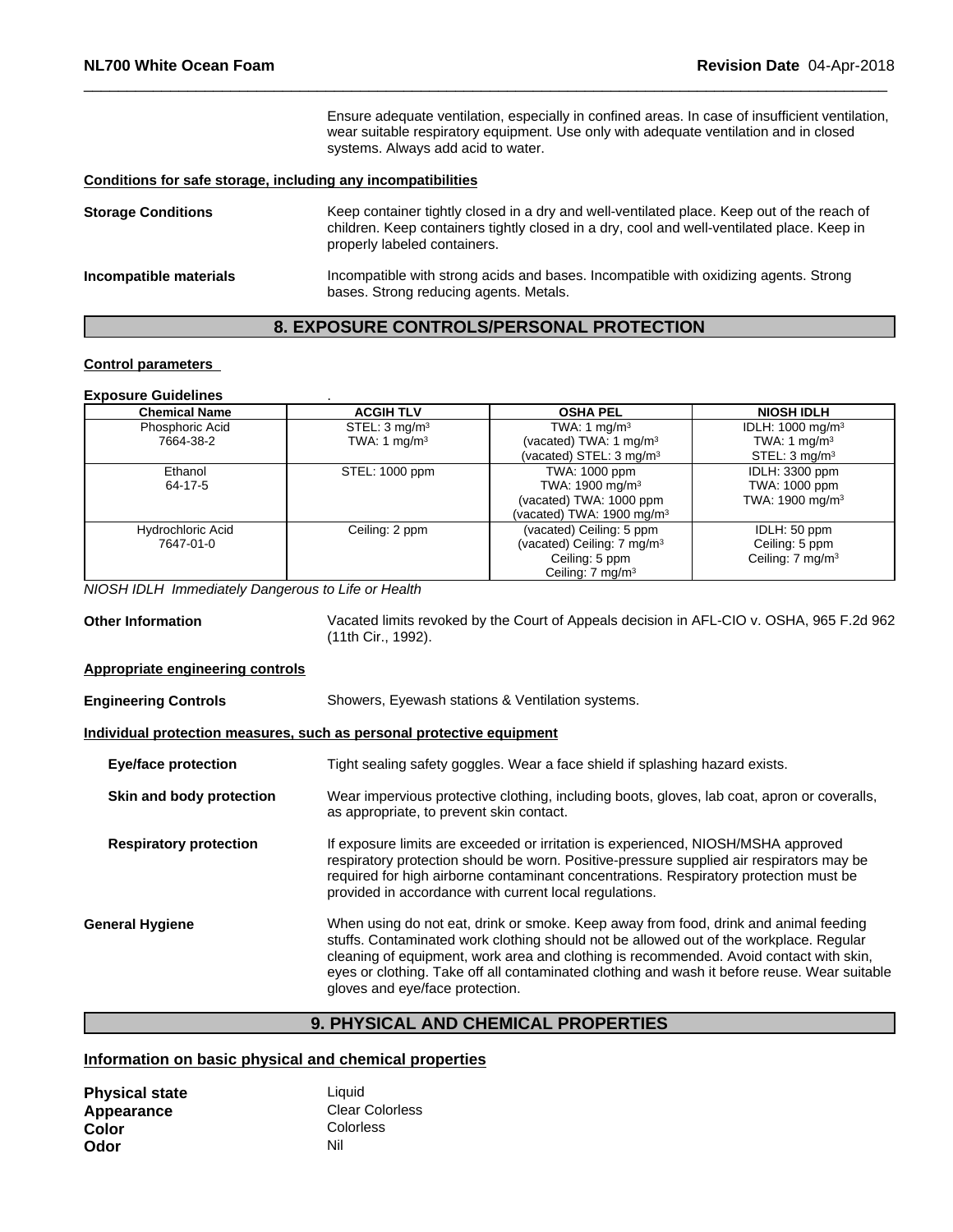Ensure adequate ventilation, especially in confined areas. In case of insufficient ventilation, wear suitable respiratory equipment. Use only with adequate ventilation and in closed systems. Always add acid to water.

**Conditions for safe storage, including any incompatibilities**

**Storage Conditions** Keep container tightly closed in a dry and well-ventilated place. Keep out of the reach of children. Keep containers tightly closed in a dry, cool and well-ventilated place. Keep in properly labeled containers.

**Incompatible materials** Incompatible with strong acids and bases. Incompatible with oxidizing agents. Strong bases. Strong reducing agents. Metals.

## 8. EXPOSURE CONTROLS/PERSONAL PROTECTION

**Control parameters**

**Exposure Guidelines** .

| Chemical Name | ACGIH TLV | OSHA PEL | NIOSH IDLH |
|---|---|---|---|
| Phosphoric Acid<br>7664-38-2 | STEL: 3 mg/m³<br>TWA: 1 mg/m³ | TWA: 1 mg/m³<br>(vacated) TWA: 1 mg/m³<br>(vacated) STEL: 3 mg/m³ | IDLH: 1000 mg/m³<br>TWA: 1 mg/m³<br>STEL: 3 mg/m³ |
| Ethanol<br>64-17-5 | STEL: 1000 ppm | TWA: 1000 ppm<br>TWA: 1900 mg/m³<br>(vacated) TWA: 1000 ppm<br>(vacated) TWA: 1900 mg/m³ | IDLH: 3300 ppm<br>TWA: 1000 ppm<br>TWA: 1900 mg/m³ |
| Hydrochloric Acid<br>7647-01-0 | Ceiling: 2 ppm | (vacated) Ceiling: 5 ppm<br>(vacated) Ceiling: 7 mg/m³<br>Ceiling: 5 ppm<br>Ceiling: 7 mg/m³ | IDLH: 50 ppm<br>Ceiling: 5 ppm<br>Ceiling: 7 mg/m³ |

*NIOSH IDLH Immediately Dangerous to Life or Health*

**Other Information** Vacated limits revoked by the Court of Appeals decision in AFL-CIO v. OSHA, 965 F.2d 962 (11th Cir., 1992).

**Appropriate engineering controls**

**Engineering Controls** Showers, Eyewash stations & Ventilation systems.

**Individual protection measures, such as personal protective equipment**

**Eye/face protection** Tight sealing safety goggles. Wear a face shield if splashing hazard exists.

**Skin and body protection** Wear impervious protective clothing, including boots, gloves, lab coat, apron or coveralls, as appropriate, to prevent skin contact.

**Respiratory protection** If exposure limits are exceeded or irritation is experienced, NIOSH/MSHA approved respiratory protection should be worn. Positive-pressure supplied air respirators may be required for high airborne contaminant concentrations. Respiratory protection must be provided in accordance with current local regulations.

**General Hygiene** When using do not eat, drink or smoke. Keep away from food, drink and animal feeding stuffs. Contaminated work clothing should not be allowed out of the workplace. Regular cleaning of equipment, work area and clothing is recommended. Avoid contact with skin, eyes or clothing. Take off all contaminated clothing and wash it before reuse. Wear suitable gloves and eye/face protection.

## 9. PHYSICAL AND CHEMICAL PROPERTIES

**Information on basic physical and chemical properties**

**Physical state** Liquid
**Appearance** Clear Colorless
**Color** Colorless
**Odor** Nil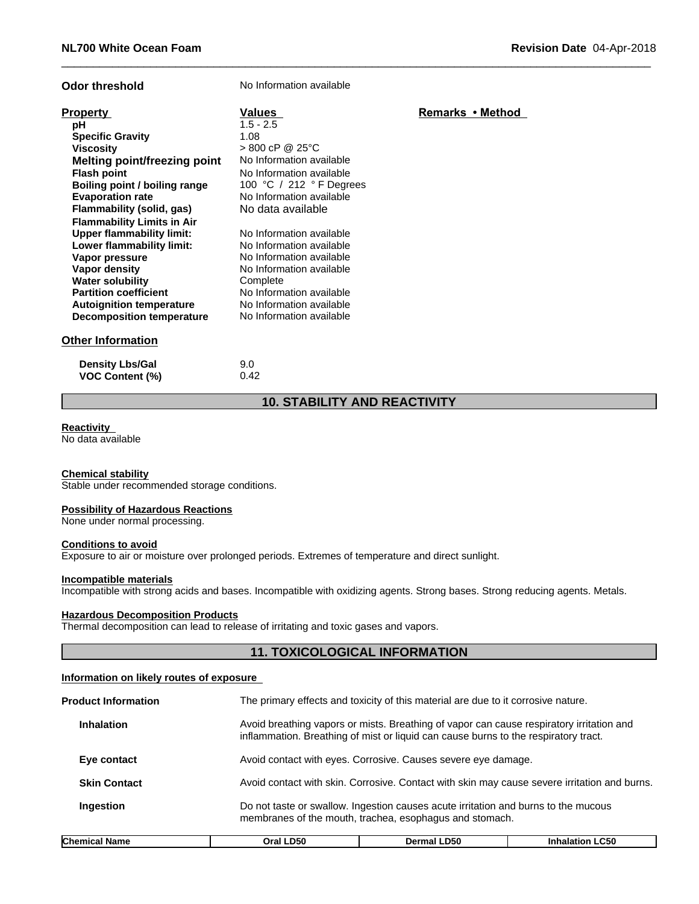**Odor threshold** No Information available

| Property | Values | Remarks • Method |
|---|---|---|
| pH | 1.5 - 2.5 | |
| Specific Gravity | 1.08 | |
| Viscosity | > 800 cP @ 25°C | |
| Melting point/freezing point | No Information available | |
| Flash point | No Information available | |
| Boiling point / boiling range | 100 °C / 212 ° F Degrees | |
| Evaporation rate | No Information available | |
| Flammability (solid, gas) | No data available | |
| Flammability Limits in Air | | |
| Upper flammability limit: | No Information available | |
| Lower flammability limit: | No Information available | |
| Vapor pressure | No Information available | |
| Vapor density | No Information available | |
| Water solubility | Complete | |
| Partition coefficient | No Information available | |
| Autoignition temperature | No Information available | |
| Decomposition temperature | No Information available | |

**Other Information**

| | |
|---|---|
| Density Lbs/Gal | 9.0 |
| VOC Content (%) | 0.42 |

## 10. STABILITY AND REACTIVITY

**Reactivity**
No data available

**Chemical stability**
Stable under recommended storage conditions.

**Possibility of Hazardous Reactions**
None under normal processing.

**Conditions to avoid**
Exposure to air or moisture over prolonged periods. Extremes of temperature and direct sunlight.

**Incompatible materials**
Incompatible with strong acids and bases. Incompatible with oxidizing agents. Strong bases. Strong reducing agents. Metals.

**Hazardous Decomposition Products**
Thermal decomposition can lead to release of irritating and toxic gases and vapors.

## 11. TOXICOLOGICAL INFORMATION

**Information on likely routes of exposure**

**Product Information** The primary effects and toxicity of this material are due to it corrosive nature.

**Inhalation** Avoid breathing vapors or mists. Breathing of vapor can cause respiratory irritation and inflammation. Breathing of mist or liquid can cause burns to the respiratory tract.

**Eye contact** Avoid contact with eyes. Corrosive. Causes severe eye damage.

**Skin Contact** Avoid contact with skin. Corrosive. Contact with skin may cause severe irritation and burns.

**Ingestion** Do not taste or swallow. Ingestion causes acute irritation and burns to the mucous membranes of the mouth, trachea, esophagus and stomach.

| Chemical Name | Oral LD50 | Dermal LD50 | Inhalation LC50 |
|---|---|---|---|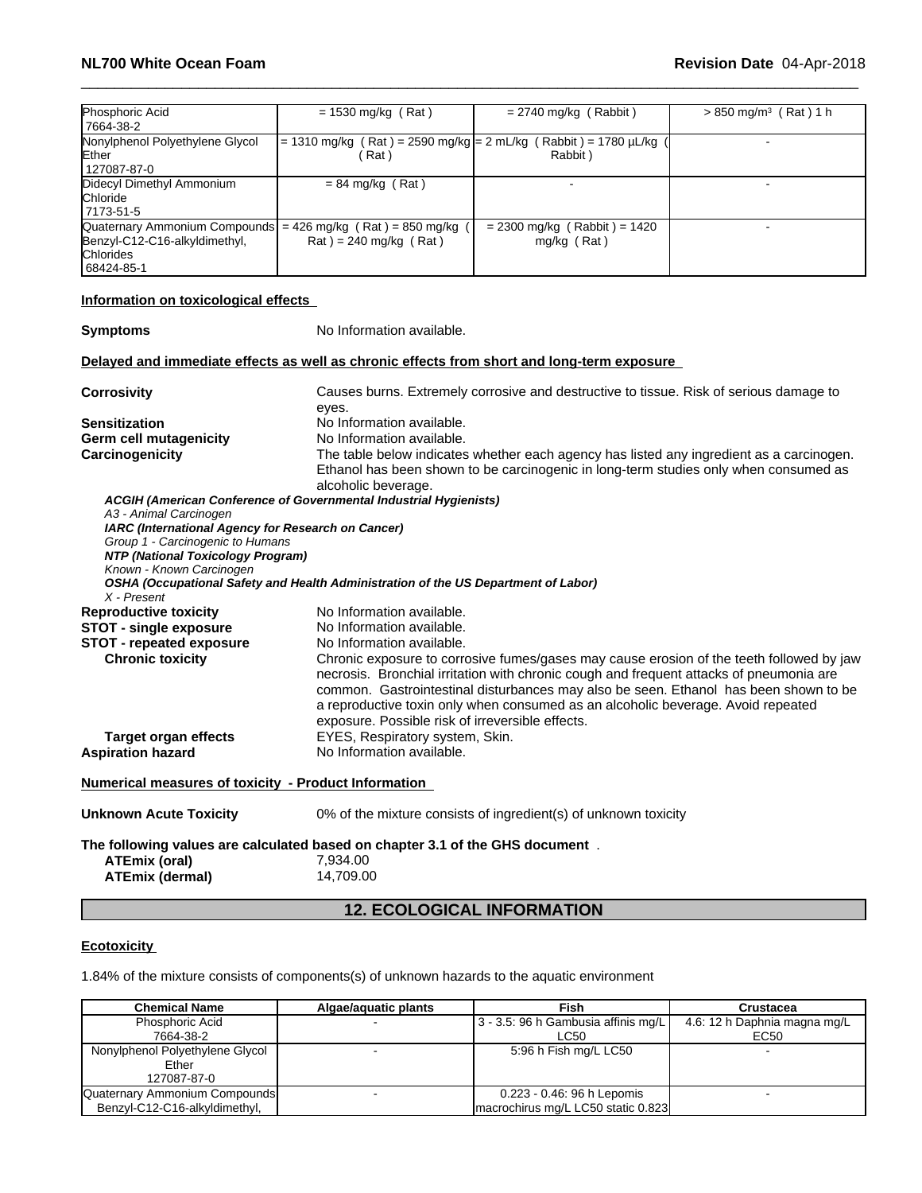| | | | |
|---|---|---|---|
| Phosphoric Acid<br>7664-38-2 | = 1530 mg/kg ( Rat ) | = 2740 mg/kg ( Rabbit ) | > 850 mg/m³ ( Rat ) 1 h |
| Nonylphenol Polyethylene Glycol Ether<br>127087-87-0 | = 1310 mg/kg ( Rat ) = 2590 mg/kg ( Rat ) | = 2 mL/kg ( Rabbit ) = 1780 µL/kg ( Rabbit ) | - |
| Didecyl Dimethyl Ammonium Chloride<br>7173-51-5 | = 84 mg/kg ( Rat ) | - | - |
| Quaternary Ammonium Compounds Benzyl-C12-C16-alkyldimethyl, Chlorides<br>68424-85-1 | = 426 mg/kg ( Rat ) = 850 mg/kg ( Rat ) = 240 mg/kg ( Rat ) | = 2300 mg/kg ( Rabbit ) = 1420 mg/kg ( Rat ) | - |

**Information on toxicological effects**

**Symptoms** No Information available.

**Delayed and immediate effects as well as chronic effects from short and long-term exposure**

**Corrosivity** Causes burns. Extremely corrosive and destructive to tissue. Risk of serious damage to eyes.

**Sensitization** No Information available.

**Germ cell mutagenicity** No Information available.

**Carcinogenicity** The table below indicates whether each agency has listed any ingredient as a carcinogen. Ethanol has been shown to be carcinogenic in long-term studies only when consumed as alcoholic beverage.

***ACGIH (American Conference of Governmental Industrial Hygienists)***
*A3 - Animal Carcinogen*
***IARC (International Agency for Research on Cancer)***
*Group 1 - Carcinogenic to Humans*
***NTP (National Toxicology Program)***
*Known - Known Carcinogen*
***OSHA (Occupational Safety and Health Administration of the US Department of Labor)***
*X - Present*

**Reproductive toxicity** No Information available.

**STOT - single exposure** No Information available.

**STOT - repeated exposure** No Information available.

**Chronic toxicity** Chronic exposure to corrosive fumes/gases may cause erosion of the teeth followed by jaw necrosis. Bronchial irritation with chronic cough and frequent attacks of pneumonia are common. Gastrointestinal disturbances may also be seen. Ethanol has been shown to be a reproductive toxin only when consumed as an alcoholic beverage. Avoid repeated exposure. Possible risk of irreversible effects.

**Target organ effects** EYES, Respiratory system, Skin.

**Aspiration hazard** No Information available.

**Numerical measures of toxicity - Product Information**

**Unknown Acute Toxicity** 0% of the mixture consists of ingredient(s) of unknown toxicity

**The following values are calculated based on chapter 3.1 of the GHS document** .

**ATEmix (oral)** 7,934.00

**ATEmix (dermal)** 14,709.00

## 12. ECOLOGICAL INFORMATION

**Ecotoxicity**

1.84% of the mixture consists of components(s) of unknown hazards to the aquatic environment

| Chemical Name | Algae/aquatic plants | Fish | Crustacea |
|---|---|---|---|
| Phosphoric Acid<br>7664-38-2 | - | 3 - 3.5: 96 h Gambusia affinis mg/L LC50 | 4.6: 12 h Daphnia magna mg/L EC50 |
| Nonylphenol Polyethylene Glycol Ether<br>127087-87-0 | - | 5:96 h Fish mg/L LC50 | - |
| Quaternary Ammonium Compounds Benzyl-C12-C16-alkyldimethyl, | - | 0.223 - 0.46: 96 h Lepomis macrochirus mg/L LC50 static 0.823 | - |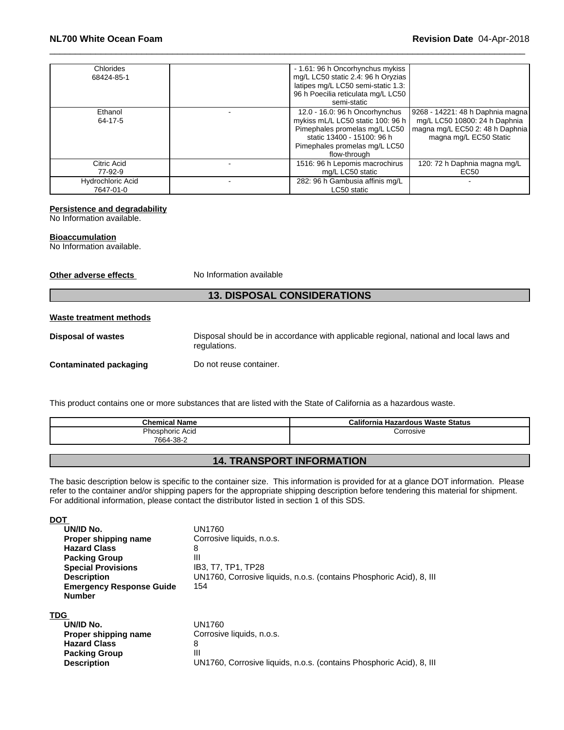| Chlorides 68424-85-1 | | - 1.61: 96 h Oncorhynchus mykiss mg/L LC50 static 2.4: 96 h Oryzias latipes mg/L LC50 semi-static 1.3: 96 h Poecilia reticulata mg/L LC50 semi-static | |
|---|---|---|---|
| Ethanol 64-17-5 | - | 12.0 - 16.0: 96 h Oncorhynchus mykiss mL/L LC50 static 100: 96 h Pimephales promelas mg/L LC50 static 13400 - 15100: 96 h Pimephales promelas mg/L LC50 flow-through | 9268 - 14221: 48 h Daphnia magna mg/L LC50 10800: 24 h Daphnia magna mg/L EC50 2: 48 h Daphnia magna mg/L EC50 Static |
| Citric Acid 77-92-9 | - | 1516: 96 h Lepomis macrochirus mg/L LC50 static | 120: 72 h Daphnia magna mg/L EC50 |
| Hydrochloric Acid 7647-01-0 | - | 282: 96 h Gambusia affinis mg/L LC50 static | - |

**Persistence and degradability**
No Information available.

**Bioaccumulation**
No Information available.

**Other adverse effects** No Information available

## 13. DISPOSAL CONSIDERATIONS

**Waste treatment methods**

**Disposal of wastes** Disposal should be in accordance with applicable regional, national and local laws and regulations.

**Contaminated packaging** Do not reuse container.

This product contains one or more substances that are listed with the State of California as a hazardous waste.

| Chemical Name | California Hazardous Waste Status |
|---|---|
| Phosphoric Acid 7664-38-2 | Corrosive |

## 14. TRANSPORT INFORMATION

The basic description below is specific to the container size. This information is provided for at a glance DOT information. Please refer to the container and/or shipping papers for the appropriate shipping description before tendering this material for shipment. For additional information, please contact the distributor listed in section 1 of this SDS.

**DOT**

**UN/ID No.** UN1760
**Proper shipping name** Corrosive liquids, n.o.s.
**Hazard Class** 8
**Packing Group** III
**Special Provisions** IB3, T7, TP1, TP28
**Description** UN1760, Corrosive liquids, n.o.s. (contains Phosphoric Acid), 8, III
**Emergency Response Guide Number** 154

**TDG**

**UN/ID No.** UN1760
**Proper shipping name** Corrosive liquids, n.o.s.
**Hazard Class** 8
**Packing Group** III
**Description** UN1760, Corrosive liquids, n.o.s. (contains Phosphoric Acid), 8, III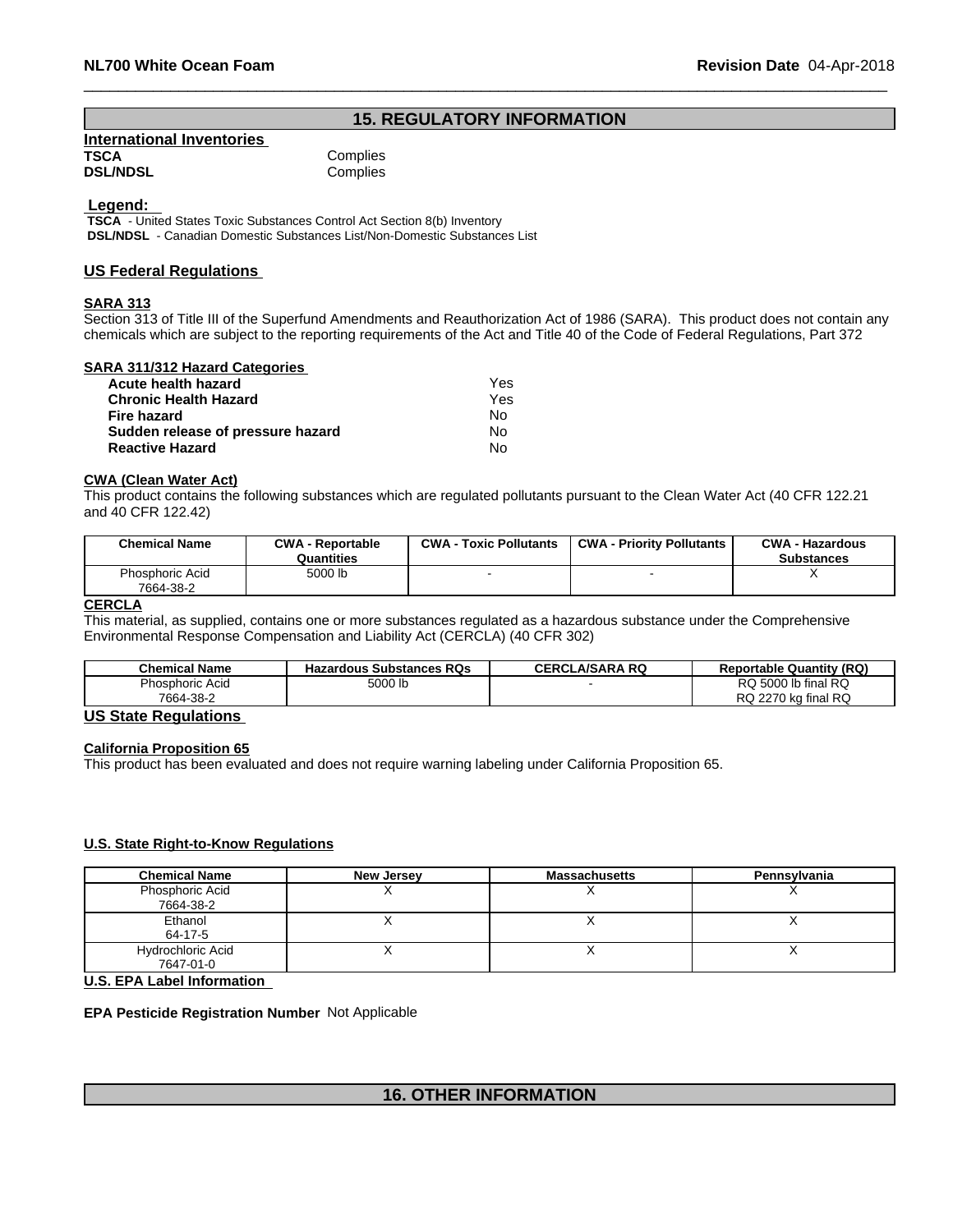## 15. REGULATORY INFORMATION

### International Inventories

| | |
|---|---|
| **TSCA** | Complies |
| **DSL/NDSL** | Complies |

**Legend:**

**TSCA** - United States Toxic Substances Control Act Section 8(b) Inventory
**DSL/NDSL** - Canadian Domestic Substances List/Non-Domestic Substances List

### US Federal Regulations

#### SARA 313

Section 313 of Title III of the Superfund Amendments and Reauthorization Act of 1986 (SARA). This product does not contain any chemicals which are subject to the reporting requirements of the Act and Title 40 of the Code of Federal Regulations, Part 372

#### SARA 311/312 Hazard Categories

| | |
|---|---|
| **Acute health hazard** | Yes |
| **Chronic Health Hazard** | Yes |
| **Fire hazard** | No |
| **Sudden release of pressure hazard** | No |
| **Reactive Hazard** | No |

#### CWA (Clean Water Act)

This product contains the following substances which are regulated pollutants pursuant to the Clean Water Act (40 CFR 122.21 and 40 CFR 122.42)

| Chemical Name | CWA - Reportable Quantities | CWA - Toxic Pollutants | CWA - Priority Pollutants | CWA - Hazardous Substances |
|---|---|---|---|---|
| Phosphoric Acid 7664-38-2 | 5000 lb | - | - | X |

#### CERCLA

This material, as supplied, contains one or more substances regulated as a hazardous substance under the Comprehensive Environmental Response Compensation and Liability Act (CERCLA) (40 CFR 302)

| Chemical Name | Hazardous Substances RQs | CERCLA/SARA RQ | Reportable Quantity (RQ) |
|---|---|---|---|
| Phosphoric Acid 7664-38-2 | 5000 lb | - | RQ 5000 lb final RQ<br>RQ 2270 kg final RQ |

### US State Regulations

#### California Proposition 65

This product has been evaluated and does not require warning labeling under California Proposition 65.

#### U.S. State Right-to-Know Regulations

| Chemical Name | New Jersey | Massachusetts | Pennsylvania |
|---|---|---|---|
| Phosphoric Acid 7664-38-2 | X | X | X |
| Ethanol 64-17-5 | X | X | X |
| Hydrochloric Acid 7647-01-0 | X | X | X |

### U.S. EPA Label Information

**EPA Pesticide Registration Number** Not Applicable

## 16. OTHER INFORMATION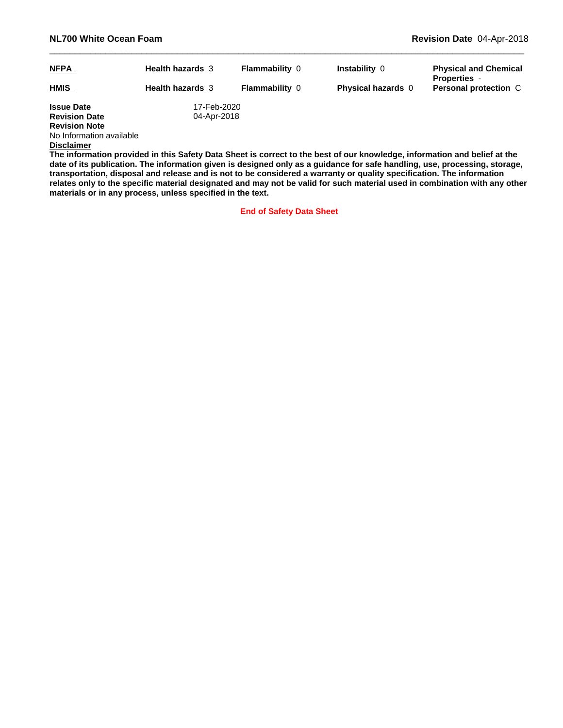| | | | | |
|---|---|---|---|---|
| **NFPA** | **Health hazards** 3 | **Flammability** 0 | **Instability** 0 | **Physical and Chemical Properties** - |
| **HMIS** | **Health hazards** 3 | **Flammability** 0 | **Physical hazards** 0 | **Personal protection** C |

**Issue Date** 17-Feb-2020
**Revision Date** 04-Apr-2018
**Revision Note**
No Information available

**Disclaimer**

**The information provided in this Safety Data Sheet is correct to the best of our knowledge, information and belief at the date of its publication. The information given is designed only as a guidance for safe handling, use, processing, storage, transportation, disposal and release and is not to be considered a warranty or quality specification. The information relates only to the specific material designated and may not be valid for such material used in combination with any other materials or in any process, unless specified in the text.**

**End of Safety Data Sheet**